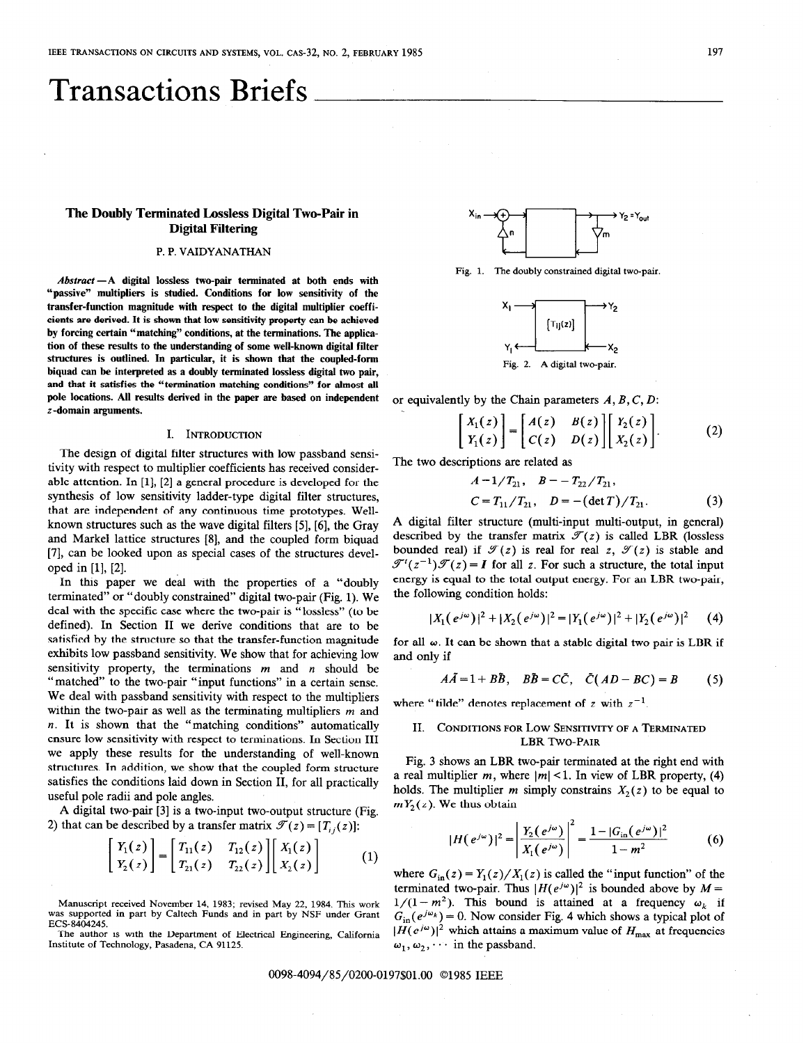# Transactions Briefs

## The Doubly Terminated Lossless Digital Two-Pair in Digital Filtering

P. P. VAIDYANATHAN

***Abstract*—A digital lossless two-pair terminated at both ends with "passive" multipliers is studied. Conditions for low sensitivity of the transfer-function magnitude with respect to the digital multiplier coefficients are derived. It is shown that low sensitivity property can be achieved by forcing certain "matching" conditions, at the terminations. The application of these results to the understanding of some well-known digital filter structures is outlined. In particular, it is shown that the coupled-form biquad can be interpreted as a doubly terminated lossless digital two pair, and that it satisfies the "termination matching conditions" for almost all pole locations. All results derived in the paper are based on independent $z$-domain arguments.**

### I. Introduction

The design of digital filter structures with low passband sensitivity with respect to multiplier coefficients has received considerable attention. In [1], [2] a general procedure is developed for the synthesis of low sensitivity ladder-type digital filter structures, that are independent of any continuous time prototypes. Well-known structures such as the wave digital filters [5], [6], the Gray and Markel lattice structures [8], and the coupled form biquad [7], can be looked upon as special cases of the structures developed in [1], [2].

In this paper we deal with the properties of a "doubly terminated" or "doubly constrained" digital two-pair (Fig. 1). We deal with the specific case where the two-pair is "lossless" (to be defined). In Section II we derive conditions that are to be satisfied by the structure so that the transfer-function magnitude exhibits low passband sensitivity. We show that for achieving low sensitivity property, the terminations $m$ and $n$ should be "matched" to the two-pair "input functions" in a certain sense. We deal with passband sensitivity with respect to the multipliers within the two-pair as well as the terminating multipliers $m$ and $n$. It is shown that the "matching conditions" automatically ensure low sensitivity with respect to terminations. In Section III we apply these results for the understanding of well-known structures. In addition, we show that the coupled form structure satisfies the conditions laid down in Section II, for all practically useful pole radii and pole angles.

A digital two-pair [3] is a two-input two-output structure (Fig. 2) that can be described by a transfer matrix $\mathcal{T}(z) = [T_{ij}(z)]$:

$$\begin{bmatrix} Y_1(z) \\ Y_2(z) \end{bmatrix} = \begin{bmatrix} T_{11}(z) & T_{12}(z) \\ T_{21}(z) & T_{22}(z) \end{bmatrix} \begin{bmatrix} X_1(z) \\ X_2(z) \end{bmatrix} \tag{1}$$

Manuscript received November 14, 1983; revised May 22, 1984. This work was supported in part by Caltech Funds and in part by NSF under Grant ECS-8404245.

The author is with the Department of Electrical Engineering, California Institute of Technology, Pasadena, CA 91125.

Fig. 1. The doubly constrained digital two-pair.

Fig. 2. A digital two-pair.

or equivalently by the Chain parameters $A, B, C, D$:

$$\begin{bmatrix} X_1(z) \\ Y_1(z) \end{bmatrix} = \begin{bmatrix} A(z) & B(z) \\ C(z) & D(z) \end{bmatrix} \begin{bmatrix} Y_2(z) \\ X_2(z) \end{bmatrix}. \tag{2}$$

The two descriptions are related as

$$A = 1/T_{21}, \quad B = -T_{22}/T_{21},$$
$$C = T_{11}/T_{21}, \quad D = -(\det T)/T_{21}. \tag{3}$$

A digital filter structure (multi-input multi-output, in general) described by the transfer matrix $\mathcal{T}(z)$ is called LBR (lossless bounded real) if $\mathcal{T}(z)$ is real for real $z$, $\mathcal{T}(z)$ is stable and $\mathcal{T}^t(z^{-1})\mathcal{T}(z) = I$ for all $z$. For such a structure, the total input energy is equal to the total output energy. For an LBR two-pair, the following condition holds:

$$|X_1(e^{j\omega})|^2 + |X_2(e^{j\omega})|^2 = |Y_1(e^{j\omega})|^2 + |Y_2(e^{j\omega})|^2 \tag{4}$$

for all $\omega$. It can be shown that a stable digital two pair is LBR if and only if

$$A\tilde{A} = 1 + B\tilde{B}, \quad B\tilde{B} = C\tilde{C}, \quad \tilde{C}(AD - BC) = B \tag{5}$$

where "tilde" denotes replacement of $z$ with $z^{-1}$.

### II. Conditions for Low Sensitivity of a Terminated LBR Two-Pair

Fig. 3 shows an LBR two-pair terminated at the right end with a real multiplier $m$, where $|m| < 1$. In view of LBR property, (4) holds. The multiplier $m$ simply constrains $X_2(z)$ to be equal to $mY_2(z)$. We thus obtain

$$|H(e^{j\omega})|^2 = \left| \frac{Y_2(e^{j\omega})}{X_1(e^{j\omega})} \right|^2 = \frac{1 - |G_{\text{in}}(e^{j\omega})|^2}{1 - m^2} \tag{6}$$

where $G_{\text{in}}(z) = Y_1(z)/X_1(z)$ is called the "input function" of the terminated two-pair. Thus $|H(e^{j\omega})|^2$ is bounded above by $M = 1/(1 - m^2)$. This bound is attained at a frequency $\omega_k$ if $G_{\text{in}}(e^{j\omega_k}) = 0$. Now consider Fig. 4 which shows a typical plot of $|H(e^{j\omega})|^2$ which attains a maximum value of $H_{\max}$ at frequencies $\omega_1, \omega_2, \cdots$ in the passband.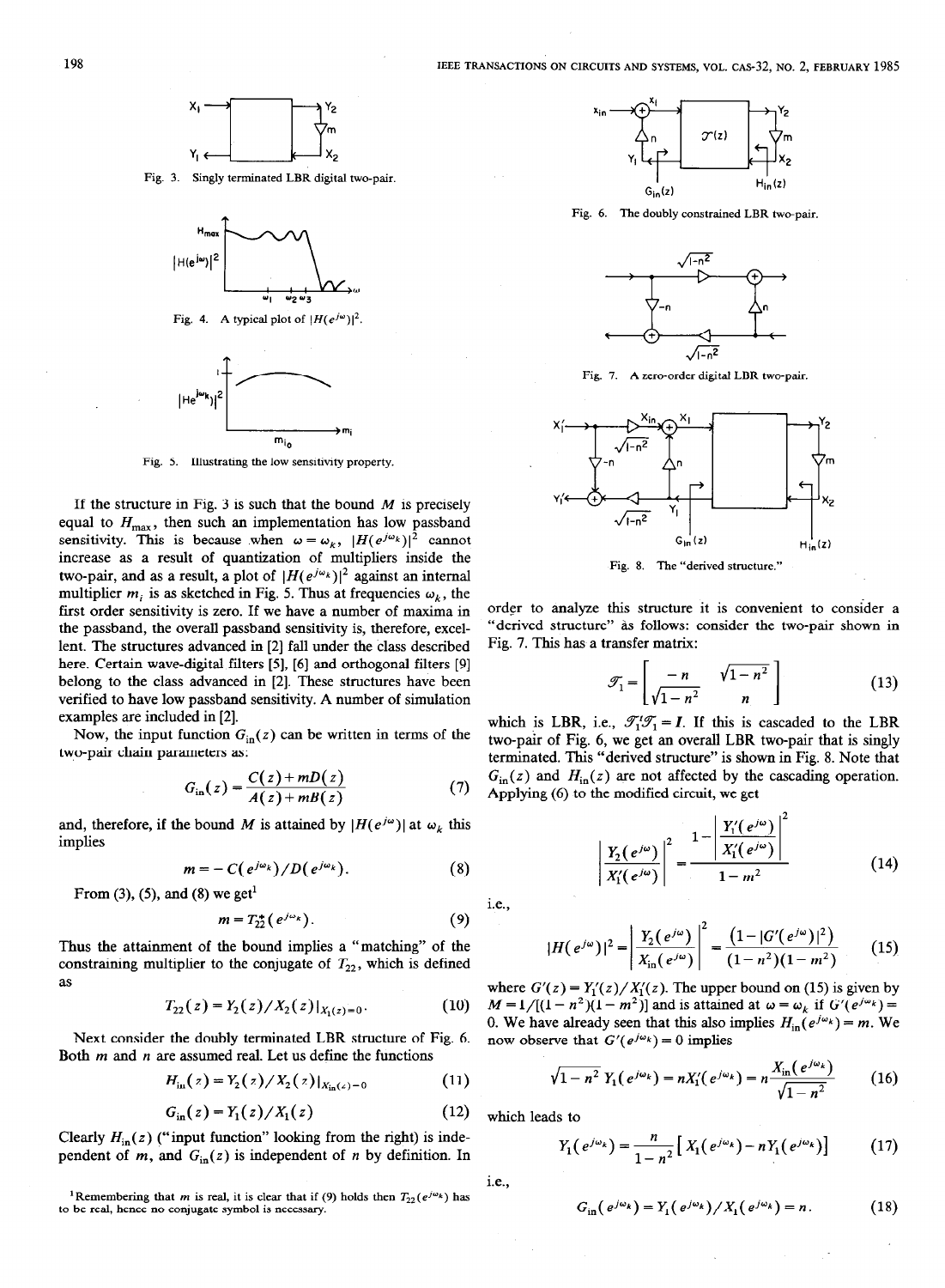Fig. 3. Singly terminated LBR digital two-pair.

Fig. 4. A typical plot of $|H(e^{j\omega})|^2$.

Fig. 5. Illustrating the low sensitivity property.

If the structure in Fig. 3 is such that the bound $M$ is precisely equal to $H_{max}$, then such an implementation has low passband sensitivity. This is because when $\omega = \omega_k$, $|H(e^{j\omega_k})|^2$ cannot increase as a result of quantization of multipliers inside the two-pair, and as a result, a plot of $|H(e^{j\omega_k})|^2$ against an internal multiplier $m_i$ is as sketched in Fig. 5. Thus at frequencies $\omega_k$, the first order sensitivity is zero. If we have a number of maxima in the passband, the overall passband sensitivity is, therefore, excellent. The structures advanced in [2] fall under the class described here. Certain wave-digital filters [5], [6] and orthogonal filters [9] belong to the class advanced in [2]. These structures have been verified to have low passband sensitivity. A number of simulation examples are included in [2].

Now, the input function $G_{in}(z)$ can be written in terms of the two-pair chain parameters as:

$$G_{in}(z) = \frac{C(z) + mD(z)}{A(z) + mB(z)} \tag{7}$$

and, therefore, if the bound $M$ is attained by $|H(e^{j\omega})|$ at $\omega_k$ this implies

$$m = -C(e^{j\omega_k})/D(e^{j\omega_k}). \tag{8}$$

From (3), (5), and (8) we get[1]

$$m = T_{22}^{*}(e^{j\omega_k}). \tag{9}$$

Thus the attainment of the bound implies a "matching" of the constraining multiplier to the conjugate of $T_{22}$, which is defined as

$$T_{22}(z) = Y_2(z)/X_2(z)|_{X_1(z)=0}. \tag{10}$$

Next consider the doubly terminated LBR structure of Fig. 6. Both $m$ and $n$ are assumed real. Let us define the functions

$$H_{in}(z) = Y_2(z)/X_2(z)|_{X_{in}(z)=0} \tag{11}$$

$$G_{in}(z) = Y_1(z)/X_1(z) \tag{12}$$

Clearly $H_{in}(z)$ ("input function" looking from the right) is independent of $m$, and $G_{in}(z)$ is independent of $n$ by definition. In order to analyze this structure it is convenient to consider a "derived structure" as follows: consider the two-pair shown in Fig. 7. This has a transfer matrix:

[1]Remembering that $m$ is real, it is clear that if (9) holds then $T_{22}(e^{j\omega_k})$ has to be real, hence no conjugate symbol is necessary.

Fig. 6. The doubly constrained LBR two-pair.

Fig. 7. A zero-order digital LBR two-pair.

Fig. 8. The "derived structure."

$$\mathcal{T}_1 = \begin{bmatrix} -n & \sqrt{1-n^2} \\ \sqrt{1-n^2} & n \end{bmatrix} \tag{13}$$

which is LBR, i.e., $\mathcal{T}_1^t \mathcal{T}_1 = I$. If this is cascaded to the LBR two-pair of Fig. 6, we get an overall LBR two-pair that is singly terminated. This "derived structure" is shown in Fig. 8. Note that $G_{in}(z)$ and $H_{in}(z)$ are not affected by the cascading operation. Applying (6) to the modified circuit, we get

$$\left|\frac{Y_2(e^{j\omega})}{X_1'(e^{j\omega})}\right|^2 = \frac{1 - \left|\dfrac{Y_1'(e^{j\omega})}{X_1'(e^{j\omega})}\right|^2}{1 - m^2} \tag{14}$$

i.e.,

$$|H(e^{j\omega})|^2 = \left|\frac{Y_2(e^{j\omega})}{X_{in}(e^{j\omega})}\right|^2 = \frac{(1 - |G'(e^{j\omega})|^2)}{(1-n^2)(1-m^2)} \tag{15}$$

where $G'(z) = Y_1'(z)/X_1'(z)$. The upper bound on (15) is given by $M = 1/[(1-n^2)(1-m^2)]$ and is attained at $\omega = \omega_k$ if $G'(e^{j\omega_k}) = 0$. We have already seen that this also implies $H_{in}(e^{j\omega_k}) = m$. We now observe that $G'(e^{j\omega_k}) = 0$ implies

$$\sqrt{1-n^2}\, Y_1(e^{j\omega_k}) = nX_1'(e^{j\omega_k}) = n\frac{X_{in}(e^{j\omega_k})}{\sqrt{1-n^2}} \tag{16}$$

which leads to

$$Y_1(e^{j\omega_k}) = \frac{n}{1-n^2}\left[X_1(e^{j\omega_k}) - nY_1(e^{j\omega_k})\right] \tag{17}$$

i.e.,

$$G_{in}(e^{j\omega_k}) = Y_1(e^{j\omega_k})/X_1(e^{j\omega_k}) = n. \tag{18}$$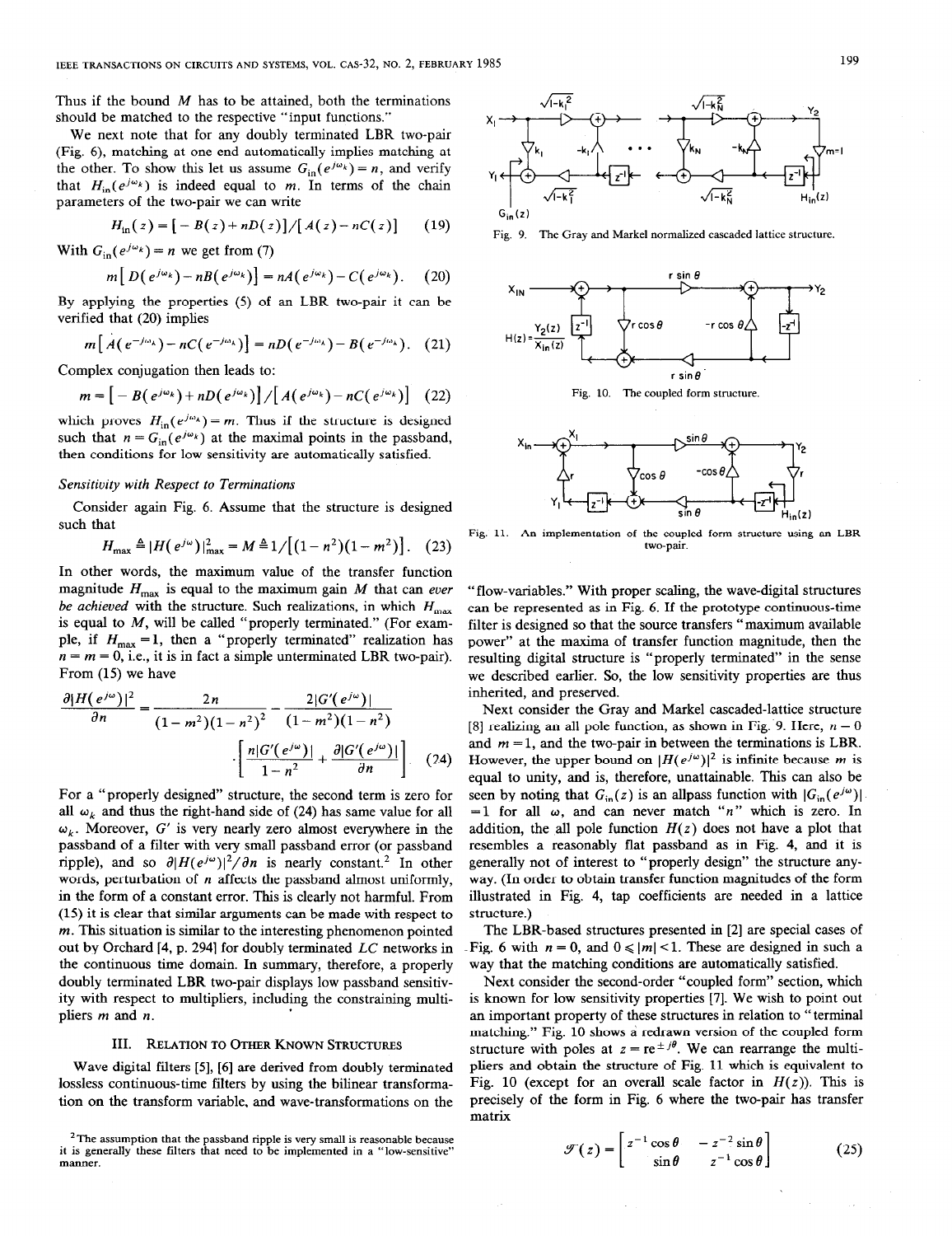Thus if the bound $M$ has to be attained, both the terminations should be matched to the respective "input functions."

We next note that for any doubly terminated LBR two-pair (Fig. 6), matching at one end automatically implies matching at the other. To show this let us assume $G_{in}(e^{j\omega_k}) = n$, and verify that $H_{in}(e^{j\omega_k})$ is indeed equal to $m$. In terms of the chain parameters of the two-pair we can write

$$H_{in}(z) = [-B(z) + nD(z)]/[A(z) - nC(z)] \quad (19)$$

With $G_{in}(e^{j\omega_k}) = n$ we get from (7)

$$m[D(e^{j\omega_k}) - nB(e^{j\omega_k})] = nA(e^{j\omega_k}) - C(e^{j\omega_k}). \quad (20)$$

By applying the properties (5) of an LBR two-pair it can be verified that (20) implies

$$m[A(e^{-j\omega_k}) - nC(e^{-j\omega_k})] = nD(e^{-j\omega_k}) - B(e^{-j\omega_k}). \quad (21)$$

Complex conjugation then leads to:

$$m = [-B(e^{j\omega_k}) + nD(e^{j\omega_k})]/[A(e^{j\omega_k}) - nC(e^{j\omega_k})] \quad (22)$$

which proves $H_{in}(e^{j\omega_k}) = m$. Thus if the structure is designed such that $n = G_{in}(e^{j\omega_k})$ at the maximal points in the passband, then conditions for low sensitivity are automatically satisfied.

*Sensitivity with Respect to Terminations*

Consider again Fig. 6. Assume that the structure is designed such that

$$H_{max} \triangleq |H(e^{j\omega})|^2_{max} = M \triangleq 1/[(1-n^2)(1-m^2)]. \quad (23)$$

In other words, the maximum value of the transfer function magnitude $H_{max}$ is equal to the maximum gain $M$ that can *ever be achieved* with the structure. Such realizations, in which $H_{max}$ is equal to $M$, will be called "properly terminated." (For example, if $H_{max} = 1$, then a "properly terminated" realization has $n = m = 0$, i.e., it is in fact a simple unterminated LBR two-pair). From (15) we have

$$\frac{\partial |H(e^{j\omega})|^2}{\partial n} = \frac{2n}{(1-m^2)(1-n^2)^2} - \frac{2|G'(e^{j\omega})|}{(1-m^2)(1-n^2)} \cdot \left[\frac{n|G'(e^{j\omega})|}{1-n^2} + \frac{\partial |G'(e^{j\omega})|}{\partial n}\right] \quad (24)$$

For a "properly designed" structure, the second term is zero for all $\omega_k$ and thus the right-hand side of (24) has same value for all $\omega_k$. Moreover, $G'$ is very nearly zero almost everywhere in the passband of a filter with very small passband error (or passband ripple), and so $\partial |H(e^{j\omega})|^2/\partial n$ is nearly constant.[2] In other words, perturbation of $n$ affects the passband almost uniformly, in the form of a constant error. This is clearly not harmful. From (15) it is clear that similar arguments can be made with respect to $m$. This situation is similar to the interesting phenomenon pointed out by Orchard [4, p. 294] for doubly terminated $LC$ networks in the continuous time domain. In summary, therefore, a properly doubly terminated LBR two-pair displays low passband sensitivity with respect to multipliers, including the constraining multipliers $m$ and $n$.

## III. Relation to Other Known Structures

Wave digital filters [5], [6] are derived from doubly terminated lossless continuous-time filters by using the bilinear transformation on the transform variable, and wave-transformations on the "flow-variables." With proper scaling, the wave-digital structures can be represented as in Fig. 6. If the prototype continuous-time filter is designed so that the source transfers "maximum available power" at the maxima of transfer function magnitude, then the resulting digital structure is "properly terminated" in the sense we described earlier. So, the low sensitivity properties are thus inherited, and preserved.

Next consider the Gray and Markel cascaded-lattice structure [8] realizing an all pole function, as shown in Fig. 9. Here, $n = 0$ and $m = 1$, and the two-pair in between the terminations is LBR. However, the upper bound on $|H(e^{j\omega})|^2$ is infinite because $m$ is equal to unity, and is, therefore, unattainable. This can also be seen by noting that $G_{in}(z)$ is an allpass function with $|G_{in}(e^{j\omega})| = 1$ for all $\omega$, and can never match "$n$" which is zero. In addition, the all pole function $H(z)$ does not have a plot that resembles a reasonably flat passband as in Fig. 4, and it is generally not of interest to "properly design" the structure anyway. (In order to obtain transfer function magnitudes of the form illustrated in Fig. 4, tap coefficients are needed in a lattice structure.)

The LBR-based structures presented in [2] are special cases of Fig. 6 with $n = 0$, and $0 \leq |m| < 1$. These are designed in such a way that the matching conditions are automatically satisfied.

Next consider the second-order "coupled form" section, which is known for low sensitivity properties [7]. We wish to point out an important property of these structures in relation to "terminal matching." Fig. 10 shows a redrawn version of the coupled form structure with poles at $z = re^{\pm j\theta}$. We can rearrange the multipliers and obtain the structure of Fig. 11 which is equivalent to Fig. 10 (except for an overall scale factor in $H(z)$). This is precisely of the form in Fig. 6 where the two-pair has transfer matrix

$$\mathcal{T}(z) = \begin{bmatrix} z^{-1}\cos\theta & -z^{-2}\sin\theta \\ \sin\theta & z^{-1}\cos\theta \end{bmatrix} \quad (25)$$

Fig. 9. The Gray and Markel normalized cascaded lattice structure.

Fig. 10. The coupled form structure.

Fig. 11. An implementation of the coupled form structure using an LBR two-pair.

[2] The assumption that the passband ripple is very small is reasonable because it is generally these filters that need to be implemented in a "low-sensitive" manner.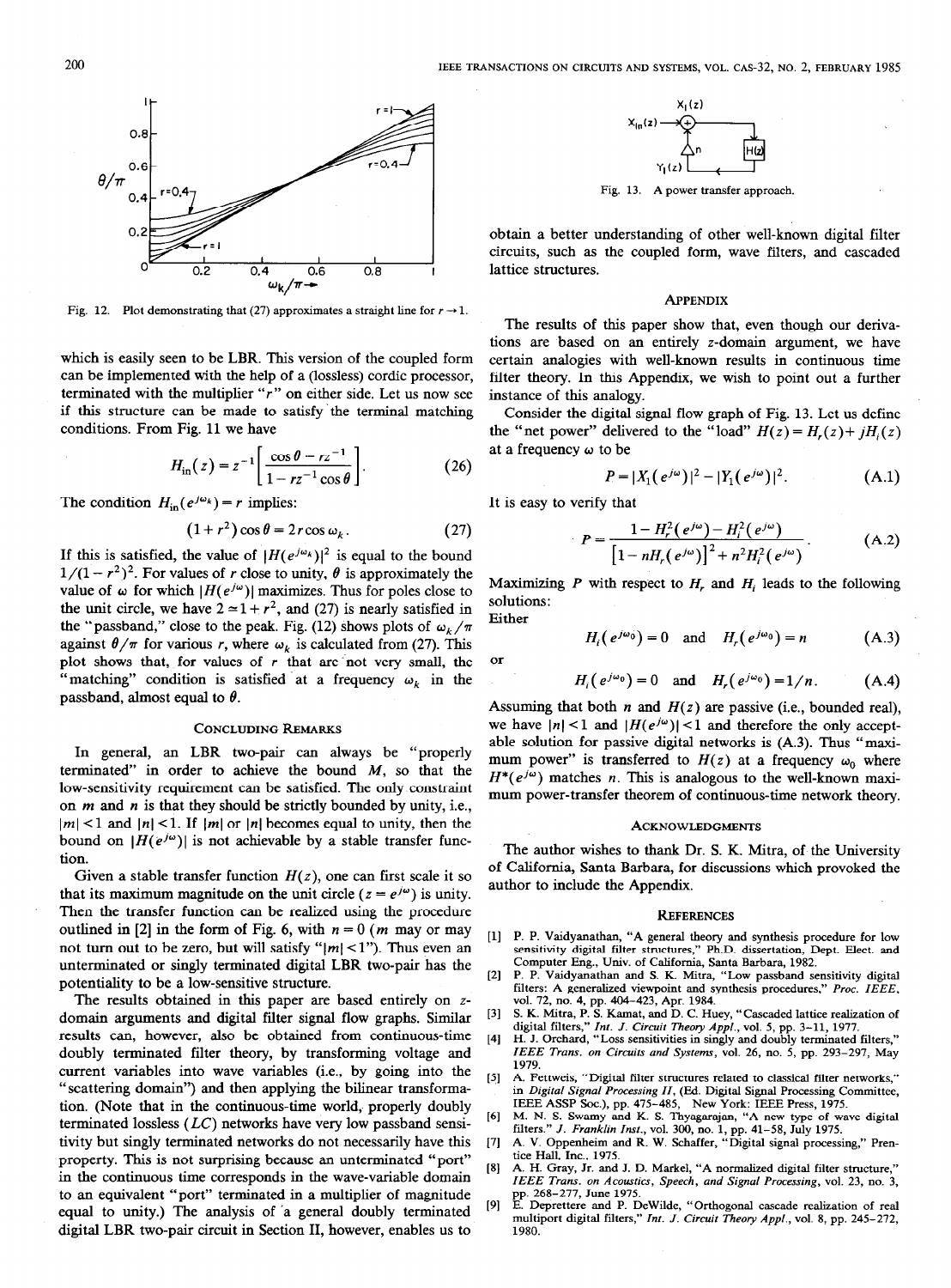1

0.8

0.6

$\theta/\pi$

0.4

0.2

0

r=1

r=0.4

r=0.4

r=1

0.2 0.4 0.6 0.8 1

$\omega_k/\pi$

Fig. 12. Plot demonstrating that (27) approximates a straight line for $r \to 1$.

which is easily seen to be LBR. This version of the coupled form can be implemented with the help of a (lossless) cordic processor, terminated with the multiplier "$r$" on either side. Let us now see if this structure can be made to satisfy the terminal matching conditions. From Fig. 11 we have

$$H_{\text{in}}(z) = z^{-1}\left[\frac{\cos\theta - rz^{-1}}{1 - rz^{-1}\cos\theta}\right]. \tag{26}$$

The condition $H_{\text{in}}(e^{j\omega_k}) = r$ implies:

$$(1 + r^2)\cos\theta = 2r\cos\omega_k. \tag{27}$$

If this is satisfied, the value of $|H(e^{j\omega_k})|^2$ is equal to the bound $1/(1 - r^2)^2$. For values of $r$ close to unity, $\theta$ is approximately the value of $\omega$ for which $|H(e^{j\omega})|$ maximizes. Thus for poles close to the unit circle, we have $2 \simeq 1 + r^2$, and (27) is nearly satisfied in the "passband," close to the peak. Fig. (12) shows plots of $\omega_k/\pi$ against $\theta/\pi$ for various $r$, where $\omega_k$ is calculated from (27). This plot shows that, for values of $r$ that are not very small, the "matching" condition is satisfied at a frequency $\omega_k$ in the passband, almost equal to $\theta$.

## Concluding Remarks

In general, an LBR two-pair can always be "properly terminated" in order to achieve the bound $M$, so that the low-sensitivity requirement can be satisfied. The only constraint on $m$ and $n$ is that they should be strictly bounded by unity, i.e., $|m| < 1$ and $|n| < 1$. If $|m|$ or $|n|$ becomes equal to unity, then the bound on $|H(e^{j\omega})|$ is not achievable by a stable transfer function.

Given a stable transfer function $H(z)$, one can first scale it so that its maximum magnitude on the unit circle ($z = e^{j\omega}$) is unity. Then the transfer function can be realized using the procedure outlined in [2] in the form of Fig. 6, with $n = 0$ ($m$ may or may not turn out to be zero, but will satisfy "$|m| < 1$"). Thus even an unterminated or singly terminated digital LBR two-pair has the potentiality to be a low-sensitive structure.

The results obtained in this paper are based entirely on $z$-domain arguments and digital filter signal flow graphs. Similar results can, however, also be obtained from continuous-time doubly terminated filter theory, by transforming voltage and current variables into wave variables (i.e., by going into the "scattering domain") and then applying the bilinear transformation. (Note that in the continuous-time world, properly doubly terminated lossless ($LC$) networks have very low passband sensitivity but singly terminated networks do not necessarily have this property. This is not surprising because an unterminated "port" in the continuous time corresponds in the wave-variable domain to an equivalent "port" terminated in a multiplier of magnitude equal to unity.) The analysis of a general doubly terminated digital LBR two-pair circuit in Section II, however, enables us to obtain a better understanding of other well-known digital filter circuits, such as the coupled form, wave filters, and cascaded lattice structures.

$X_1(z)$

$X_{\text{in}}(z)$

n

H(z)

$Y_1(z)$

Fig. 13. A power transfer approach.

## Appendix

The results of this paper show that, even though our derivations are based on an entirely $z$-domain argument, we have certain analogies with well-known results in continuous time filter theory. In this Appendix, we wish to point out a further instance of this analogy.

Consider the digital signal flow graph of Fig. 13. Let us define the "net power" delivered to the "load" $H(z) = H_r(z) + jH_i(z)$ at a frequency $\omega$ to be

$$P = |X_1(e^{j\omega})|^2 - |Y_1(e^{j\omega})|^2. \tag{A.1}$$

It is easy to verify that

$$P = \frac{1 - H_r^2(e^{j\omega}) - H_i^2(e^{j\omega})}{\left[1 - nH_r(e^{j\omega})\right]^2 + n^2H_i^2(e^{j\omega})}. \tag{A.2}$$

Maximizing $P$ with respect to $H_r$ and $H_i$ leads to the following solutions:

Either

$$H_i(e^{j\omega_0}) = 0 \quad \text{and} \quad H_r(e^{j\omega_0}) = n \tag{A.3}$$

or

$$H_i(e^{j\omega_0}) = 0 \quad \text{and} \quad H_r(e^{j\omega_0}) = 1/n. \tag{A.4}$$

Assuming that both $n$ and $H(z)$ are passive (i.e., bounded real), we have $|n| < 1$ and $|H(e^{j\omega})| < 1$ and therefore the only acceptable solution for passive digital networks is (A.3). Thus "maximum power" is transferred to $H(z)$ at a frequency $\omega_0$ where $H^*(e^{j\omega})$ matches $n$. This is analogous to the well-known maximum power-transfer theorem of continuous-time network theory.

## Acknowledgments

The author wishes to thank Dr. S. K. Mitra, of the University of California, Santa Barbara, for discussions which provoked the author to include the Appendix.

## References

[1] P. P. Vaidyanathan, "A general theory and synthesis procedure for low sensitivity digital filter structures," Ph.D. dissertation, Dept. Elect. and Computer Eng., Univ. of California, Santa Barbara, 1982.

[2] P. P. Vaidyanathan and S. K. Mitra, "Low passband sensitivity digital filters: A generalized viewpoint and synthesis procedures," *Proc. IEEE*, vol. 72, no. 4, pp. 404–423, Apr. 1984.

[3] S. K. Mitra, P. S. Kamat, and D. C. Huey, "Cascaded lattice realization of digital filters," *Int. J. Circuit Theory Appl.*, vol. 5, pp. 3–11, 1977.

[4] H. J. Orchard, "Loss sensitivities in singly and doubly terminated filters," *IEEE Trans. on Circuits and Systems*, vol. 26, no. 5, pp. 293–297, May 1979.

[5] A. Fettweis, "Digital filter structures related to classical filter networks," in *Digital Signal Processing II*, (Ed. Digital Signal Processing Committee, IEEE ASSP Soc.), pp. 475–485, New York: IEEE Press, 1975.

[6] M. N. S. Swamy and K. S. Thyagarajan, "A new type of wave digital filters." *J. Franklin Inst.*, vol. 300, no. 1, pp. 41–58, July 1975.

[7] A. V. Oppenheim and R. W. Schaffer, "Digital signal processing," Prentice Hall, Inc., 1975.

[8] A. H. Gray, Jr. and J. D. Markel, "A normalized digital filter structure," *IEEE Trans. on Acoustics, Speech, and Signal Processing*, vol. 23, no. 3, pp. 268–277, June 1975.

[9] E. Deprettere and P. DeWilde, "Orthogonal cascade realization of real multiport digital filters," *Int. J. Circuit Theory Appl.*, vol. 8, pp. 245–272, 1980.